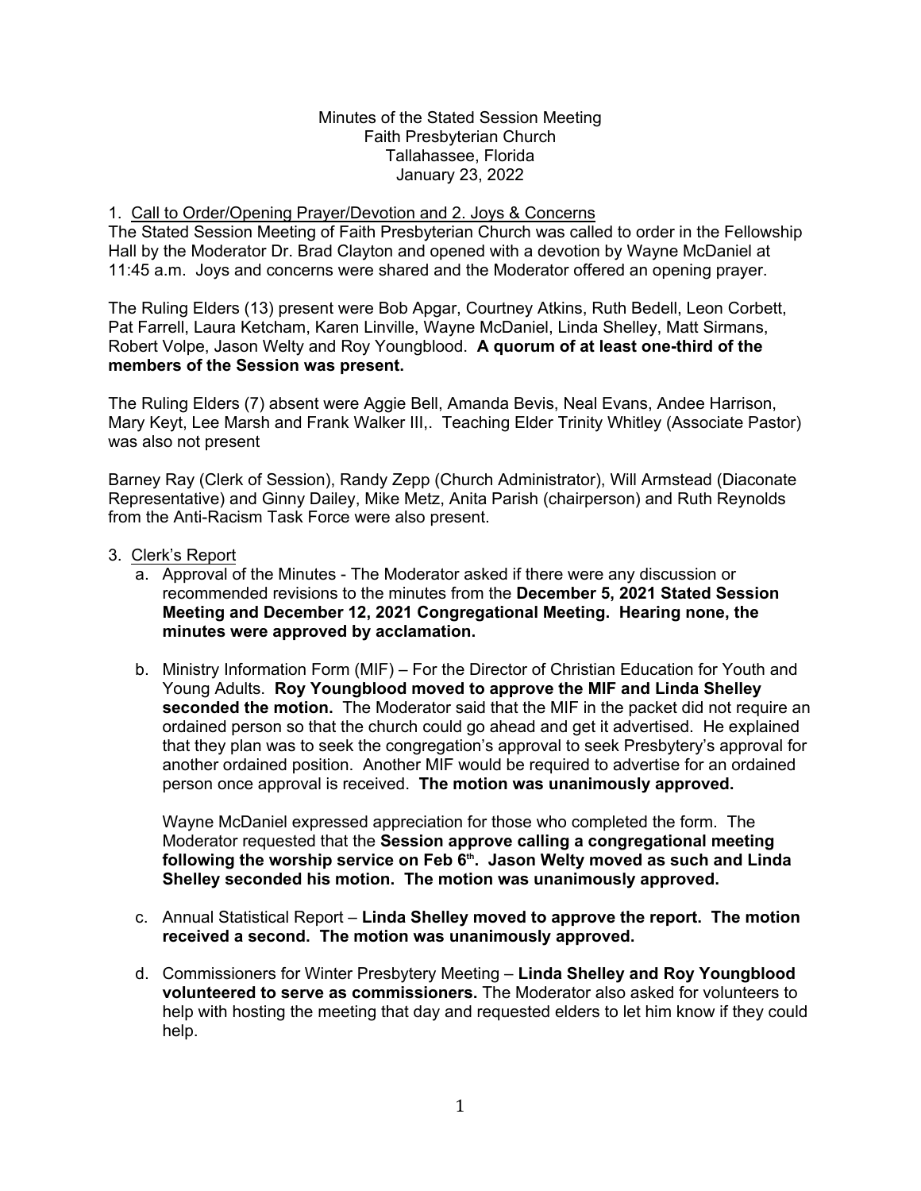Minutes of the Stated Session Meeting
Faith Presbyterian Church
Tallahassee, Florida
January 23, 2022

1. Call to Order/Opening Prayer/Devotion and 2. Joys & Concerns

The Stated Session Meeting of Faith Presbyterian Church was called to order in the Fellowship Hall by the Moderator Dr. Brad Clayton and opened with a devotion by Wayne McDaniel at 11:45 a.m. Joys and concerns were shared and the Moderator offered an opening prayer.

The Ruling Elders (13) present were Bob Apgar, Courtney Atkins, Ruth Bedell, Leon Corbett, Pat Farrell, Laura Ketcham, Karen Linville, Wayne McDaniel, Linda Shelley, Matt Sirmans, Robert Volpe, Jason Welty and Roy Youngblood. **A quorum of at least one-third of the members of the Session was present.**

The Ruling Elders (7) absent were Aggie Bell, Amanda Bevis, Neal Evans, Andee Harrison, Mary Keyt, Lee Marsh and Frank Walker III,. Teaching Elder Trinity Whitley (Associate Pastor) was also not present

Barney Ray (Clerk of Session), Randy Zepp (Church Administrator), Will Armstead (Diaconate Representative) and Ginny Dailey, Mike Metz, Anita Parish (chairperson) and Ruth Reynolds from the Anti-Racism Task Force were also present.

3. Clerk's Report
   a. Approval of the Minutes - The Moderator asked if there were any discussion or recommended revisions to the minutes from the **December 5, 2021 Stated Session Meeting and December 12, 2021 Congregational Meeting. Hearing none, the minutes were approved by acclamation.**

   b. Ministry Information Form (MIF) – For the Director of Christian Education for Youth and Young Adults. **Roy Youngblood moved to approve the MIF and Linda Shelley seconded the motion.** The Moderator said that the MIF in the packet did not require an ordained person so that the church could go ahead and get it advertised. He explained that they plan was to seek the congregation's approval to seek Presbytery's approval for another ordained position. Another MIF would be required to advertise for an ordained person once approval is received. **The motion was unanimously approved.**

      Wayne McDaniel expressed appreciation for those who completed the form. The Moderator requested that the **Session approve calling a congregational meeting following the worship service on Feb 6th. Jason Welty moved as such and Linda Shelley seconded his motion. The motion was unanimously approved.**

   c. Annual Statistical Report – **Linda Shelley moved to approve the report. The motion received a second. The motion was unanimously approved.**

   d. Commissioners for Winter Presbytery Meeting – **Linda Shelley and Roy Youngblood volunteered to serve as commissioners.** The Moderator also asked for volunteers to help with hosting the meeting that day and requested elders to let him know if they could help.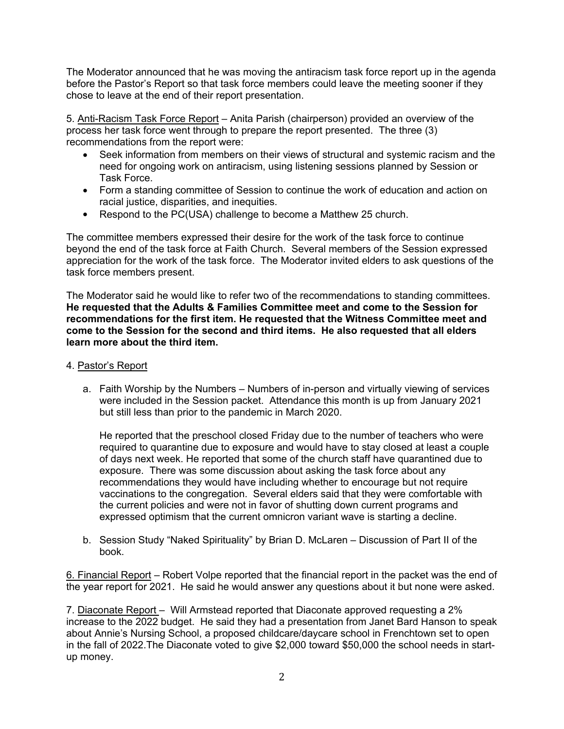The Moderator announced that he was moving the antiracism task force report up in the agenda before the Pastor's Report so that task force members could leave the meeting sooner if they chose to leave at the end of their report presentation.

5. <u>Anti-Racism Task Force Report</u> – Anita Parish (chairperson) provided an overview of the process her task force went through to prepare the report presented. The three (3) recommendations from the report were:

- Seek information from members on their views of structural and systemic racism and the need for ongoing work on antiracism, using listening sessions planned by Session or Task Force.
- Form a standing committee of Session to continue the work of education and action on racial justice, disparities, and inequities.
- Respond to the PC(USA) challenge to become a Matthew 25 church.

The committee members expressed their desire for the work of the task force to continue beyond the end of the task force at Faith Church. Several members of the Session expressed appreciation for the work of the task force. The Moderator invited elders to ask questions of the task force members present.

The Moderator said he would like to refer two of the recommendations to standing committees. **He requested that the Adults & Families Committee meet and come to the Session for recommendations for the first item. He requested that the Witness Committee meet and come to the Session for the second and third items. He also requested that all elders learn more about the third item.**

4. <u>Pastor's Report</u>

a. Faith Worship by the Numbers – Numbers of in-person and virtually viewing of services were included in the Session packet. Attendance this month is up from January 2021 but still less than prior to the pandemic in March 2020.

   He reported that the preschool closed Friday due to the number of teachers who were required to quarantine due to exposure and would have to stay closed at least a couple of days next week. He reported that some of the church staff have quarantined due to exposure. There was some discussion about asking the task force about any recommendations they would have including whether to encourage but not require vaccinations to the congregation. Several elders said that they were comfortable with the current policies and were not in favor of shutting down current programs and expressed optimism that the current omnicron variant wave is starting a decline.

b. Session Study "Naked Spirituality" by Brian D. McLaren – Discussion of Part II of the book.

<u>6. Financial Report</u> – Robert Volpe reported that the financial report in the packet was the end of the year report for 2021. He said he would answer any questions about it but none were asked.

7. <u>Diaconate Report</u> – Will Armstead reported that Diaconate approved requesting a 2% increase to the 2022 budget. He said they had a presentation from Janet Bard Hanson to speak about Annie's Nursing School, a proposed childcare/daycare school in Frenchtown set to open in the fall of 2022.The Diaconate voted to give $2,000 toward $50,000 the school needs in start-up money.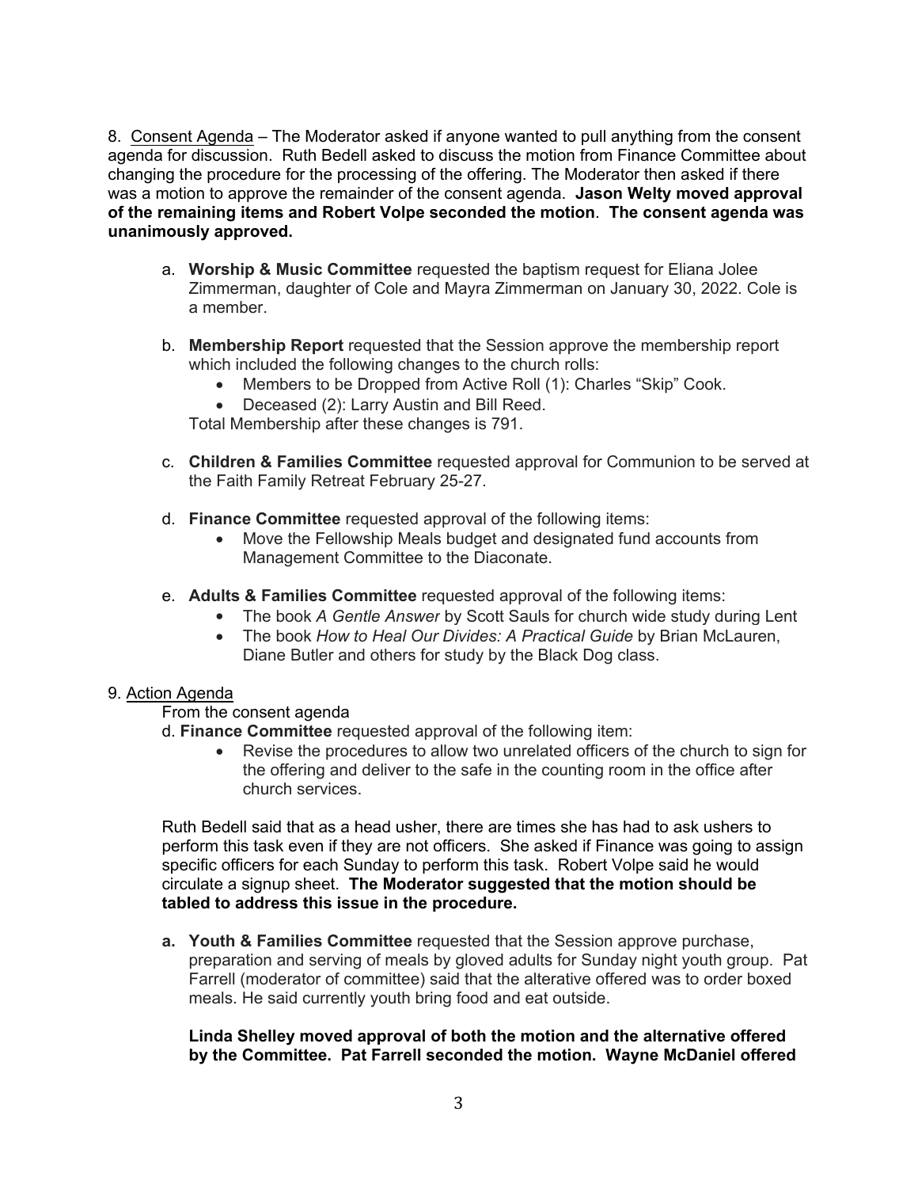8. Consent Agenda – The Moderator asked if anyone wanted to pull anything from the consent agenda for discussion. Ruth Bedell asked to discuss the motion from Finance Committee about changing the procedure for the processing of the offering. The Moderator then asked if there was a motion to approve the remainder of the consent agenda. **Jason Welty moved approval of the remaining items and Robert Volpe seconded the motion**. **The consent agenda was unanimously approved.**

a. **Worship & Music Committee** requested the baptism request for Eliana Jolee Zimmerman, daughter of Cole and Mayra Zimmerman on January 30, 2022. Cole is a member.

b. **Membership Report** requested that the Session approve the membership report which included the following changes to the church rolls:
   - Members to be Dropped from Active Roll (1): Charles "Skip" Cook.
   - Deceased (2): Larry Austin and Bill Reed.

   Total Membership after these changes is 791.

c. **Children & Families Committee** requested approval for Communion to be served at the Faith Family Retreat February 25-27.

d. **Finance Committee** requested approval of the following items:
   - Move the Fellowship Meals budget and designated fund accounts from Management Committee to the Diaconate.

e. **Adults & Families Committee** requested approval of the following items:
   - The book *A Gentle Answer* by Scott Sauls for church wide study during Lent
   - The book *How to Heal Our Divides: A Practical Guide* by Brian McLauren, Diane Butler and others for study by the Black Dog class.

9. Action Agenda

From the consent agenda

d. **Finance Committee** requested approval of the following item:
   - Revise the procedures to allow two unrelated officers of the church to sign for the offering and deliver to the safe in the counting room in the office after church services.

Ruth Bedell said that as a head usher, there are times she has had to ask ushers to perform this task even if they are not officers. She asked if Finance was going to assign specific officers for each Sunday to perform this task. Robert Volpe said he would circulate a signup sheet. **The Moderator suggested that the motion should be tabled to address this issue in the procedure.**

a. **Youth & Families Committee** requested that the Session approve purchase, preparation and serving of meals by gloved adults for Sunday night youth group. Pat Farrell (moderator of committee) said that the alterative offered was to order boxed meals. He said currently youth bring food and eat outside.

   **Linda Shelley moved approval of both the motion and the alternative offered by the Committee. Pat Farrell seconded the motion. Wayne McDaniel offered**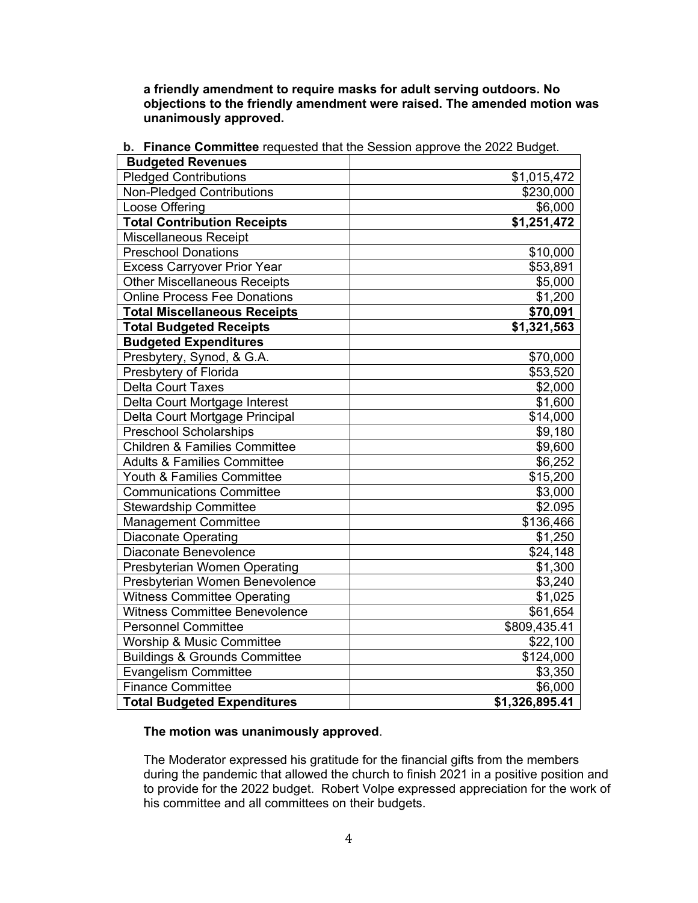**a friendly amendment to require masks for adult serving outdoors. No objections to the friendly amendment were raised. The amended motion was unanimously approved.**

**b. Finance Committee** requested that the Session approve the 2022 Budget.

| **Budgeted Revenues** | |
|---|---|
| Pledged Contributions | $1,015,472 |
| Non-Pledged Contributions | $230,000 |
| Loose Offering | $6,000 |
| **Total Contribution Receipts** | **$1,251,472** |
| Miscellaneous Receipt | |
| Preschool Donations | $10,000 |
| Excess Carryover Prior Year | $53,891 |
| Other Miscellaneous Receipts | $5,000 |
| Online Process Fee Donations | $1,200 |
| **Total Miscellaneous Receipts** | **$70,091** |
| **Total Budgeted Receipts** | **$1,321,563** |
| **Budgeted Expenditures** | |
| Presbytery, Synod, & G.A. | $70,000 |
| Presbytery of Florida | $53,520 |
| Delta Court Taxes | $2,000 |
| Delta Court Mortgage Interest | $1,600 |
| Delta Court Mortgage Principal | $14,000 |
| Preschool Scholarships | $9,180 |
| Children & Families Committee | $9,600 |
| Adults & Families Committee | $6,252 |
| Youth & Families Committee | $15,200 |
| Communications Committee | $3,000 |
| Stewardship Committee | $2.095 |
| Management Committee | $136,466 |
| Diaconate Operating | $1,250 |
| Diaconate Benevolence | $24,148 |
| Presbyterian Women Operating | $1,300 |
| Presbyterian Women Benevolence | $3,240 |
| Witness Committee Operating | $1,025 |
| Witness Committee Benevolence | $61,654 |
| Personnel Committee | $809,435.41 |
| Worship & Music Committee | $22,100 |
| Buildings & Grounds Committee | $124,000 |
| Evangelism Committee | $3,350 |
| Finance Committee | $6,000 |
| **Total Budgeted Expenditures** | **$1,326,895.41** |

**The motion was unanimously approved**.

The Moderator expressed his gratitude for the financial gifts from the members during the pandemic that allowed the church to finish 2021 in a positive position and to provide for the 2022 budget. Robert Volpe expressed appreciation for the work of his committee and all committees on their budgets.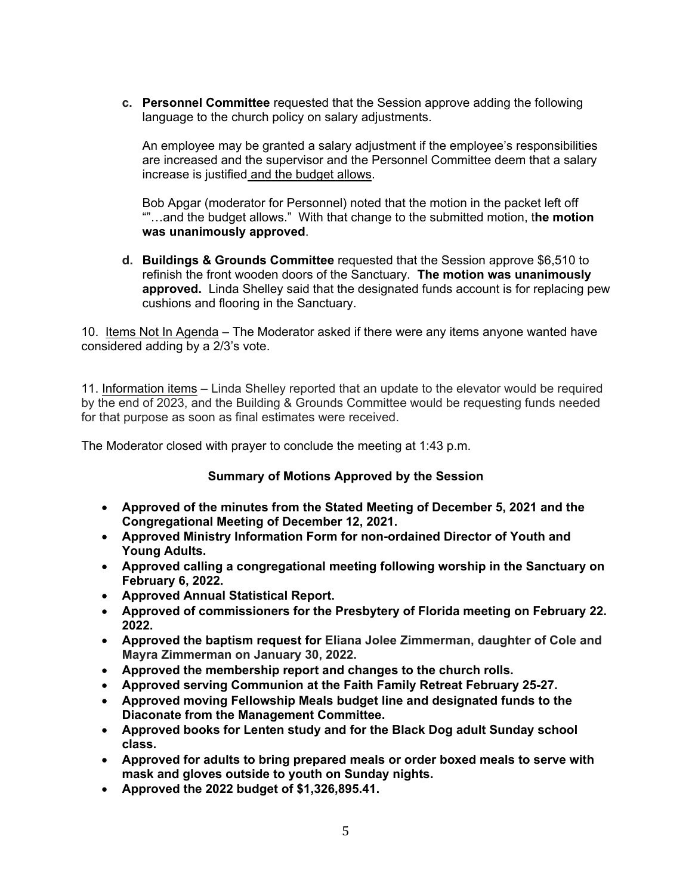c. **Personnel Committee** requested that the Session approve adding the following language to the church policy on salary adjustments.

   An employee may be granted a salary adjustment if the employee's responsibilities are increased and the supervisor and the Personnel Committee deem that a salary increase is justified <u>and the budget allows</u>.

   Bob Apgar (moderator for Personnel) noted that the motion in the packet left off ""…and the budget allows." With that change to the submitted motion, t**he motion was unanimously approved**.

d. **Buildings & Grounds Committee** requested that the Session approve $6,510 to refinish the front wooden doors of the Sanctuary. **The motion was unanimously approved.** Linda Shelley said that the designated funds account is for replacing pew cushions and flooring in the Sanctuary.

10. <u>Items Not In Agenda</u> – The Moderator asked if there were any items anyone wanted have considered adding by a 2/3's vote.

11. <u>Information items</u> – Linda Shelley reported that an update to the elevator would be required by the end of 2023, and the Building & Grounds Committee would be requesting funds needed for that purpose as soon as final estimates were received.

The Moderator closed with prayer to conclude the meeting at 1:43 p.m.

**Summary of Motions Approved by the Session**

- **Approved of the minutes from the Stated Meeting of December 5, 2021 and the Congregational Meeting of December 12, 2021.**
- **Approved Ministry Information Form for non-ordained Director of Youth and Young Adults.**
- **Approved calling a congregational meeting following worship in the Sanctuary on February 6, 2022.**
- **Approved Annual Statistical Report.**
- **Approved of commissioners for the Presbytery of Florida meeting on February 22. 2022.**
- **Approved the baptism request for Eliana Jolee Zimmerman, daughter of Cole and Mayra Zimmerman on January 30, 2022.**
- **Approved the membership report and changes to the church rolls.**
- **Approved serving Communion at the Faith Family Retreat February 25-27.**
- **Approved moving Fellowship Meals budget line and designated funds to the Diaconate from the Management Committee.**
- **Approved books for Lenten study and for the Black Dog adult Sunday school class.**
- **Approved for adults to bring prepared meals or order boxed meals to serve with mask and gloves outside to youth on Sunday nights.**
- **Approved the 2022 budget of $1,326,895.41.**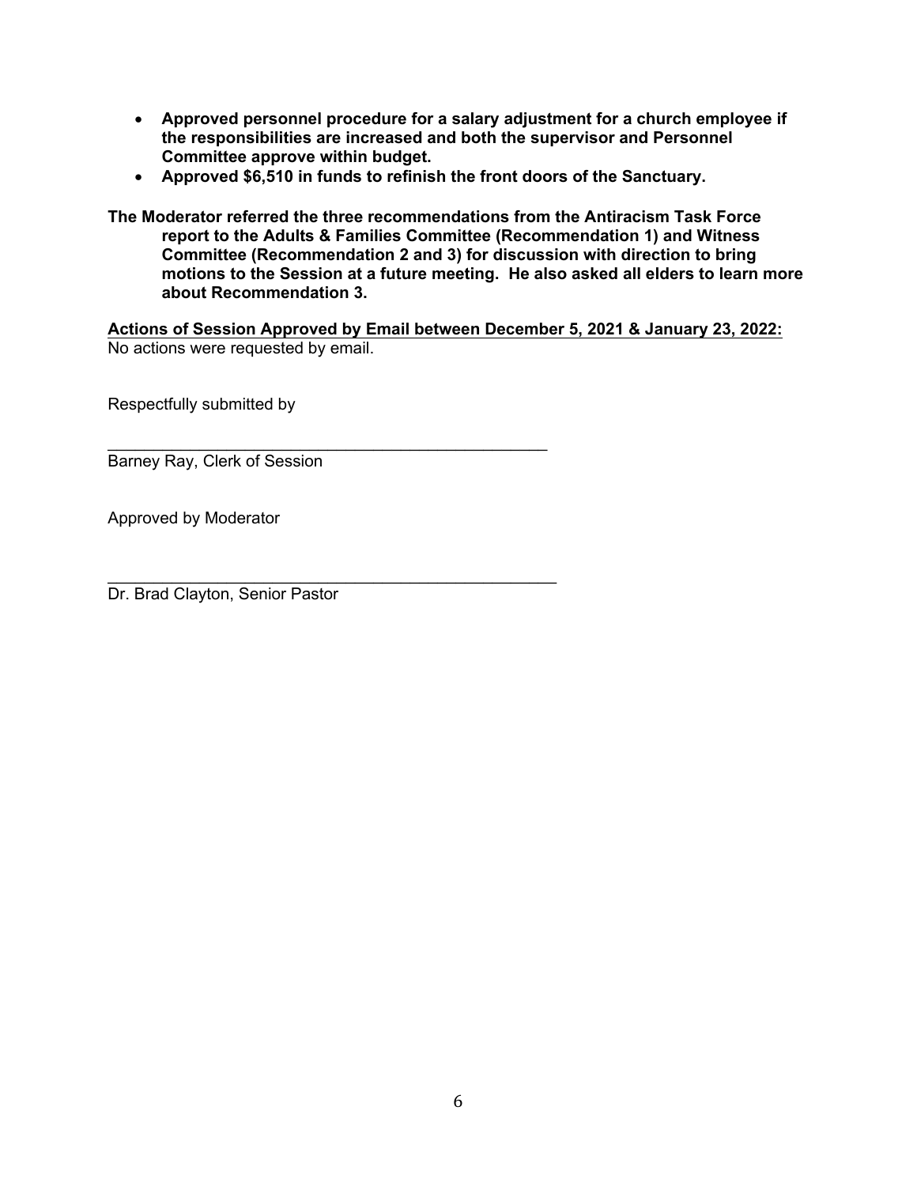- **Approved personnel procedure for a salary adjustment for a church employee if the responsibilities are increased and both the supervisor and Personnel Committee approve within budget.**
- **Approved $6,510 in funds to refinish the front doors of the Sanctuary.**

**The Moderator referred the three recommendations from the Antiracism Task Force report to the Adults & Families Committee (Recommendation 1) and Witness Committee (Recommendation 2 and 3) for discussion with direction to bring motions to the Session at a future meeting. He also asked all elders to learn more about Recommendation 3.**

<u>**Actions of Session Approved by Email between December 5, 2021 & January 23, 2022:**</u>
No actions were requested by email.

Respectfully submitted by

\_\_\_\_\_\_\_\_\_\_\_\_\_\_\_\_\_\_\_\_\_\_\_\_\_\_\_\_\_\_\_\_\_\_\_\_\_\_\_\_\_\_\_\_\_\_\_\_
Barney Ray, Clerk of Session

Approved by Moderator

\_\_\_\_\_\_\_\_\_\_\_\_\_\_\_\_\_\_\_\_\_\_\_\_\_\_\_\_\_\_\_\_\_\_\_\_\_\_\_\_\_\_\_\_\_\_\_\_
Dr. Brad Clayton, Senior Pastor